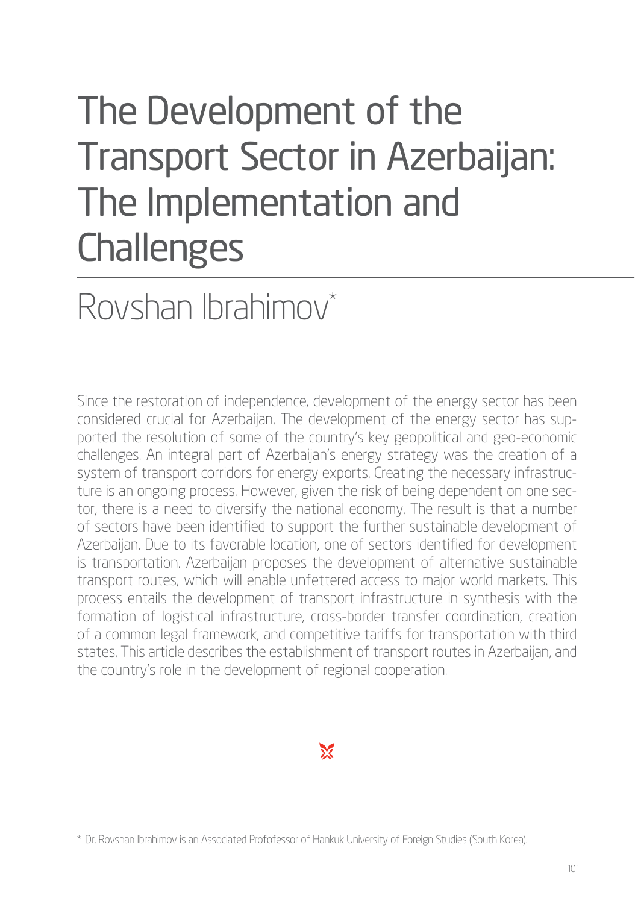# The Development of the Transport Sector in Azerbaijan: The Implementation and Challenges

## Rovshan Ibrahimov*

Since the restoration of independence, development of the energy sector has been considered crucial for Azerbaijan. The development of the energy sector has supported the resolution of some of the country's key geopolitical and geo-economic challenges. An integral part of Azerbaijan's energy strategy was the creation of a system of transport corridors for energy exports. Creating the necessary infrastructure is an ongoing process. However, given the risk of being dependent on one sector, there is a need to diversify the national economy. The result is that a number of sectors have been identified to support the further sustainable development of Azerbaijan. Due to its favorable location, one of sectors identified for development is transportation. Azerbaijan proposes the development of alternative sustainable transport routes, which will enable unfettered access to major world markets. This process entails the development of transport infrastructure in synthesis with the formation of logistical infrastructure, cross-border transfer coordination, creation of a common legal framework, and competitive tariffs for transportation with third states. This article describes the establishment of transport routes in Azerbaijan, and the country's role in the development of regional cooperation.

---

* Dr. Rovshan Ibrahimov is an Associated Profofessor of Hankuk University of Foreign Studies (South Korea).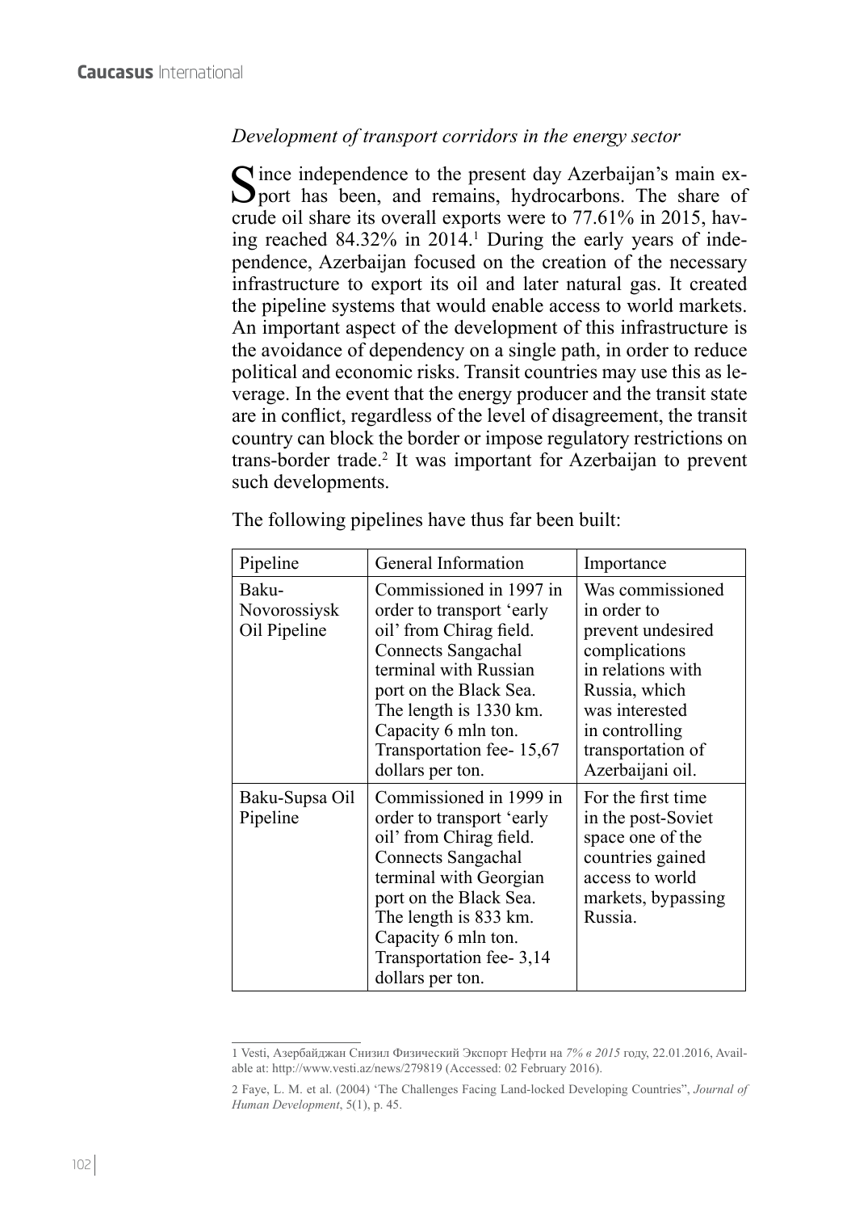*Development of transport corridors in the energy sector*

Since independence to the present day Azerbaijan's main export has been, and remains, hydrocarbons. The share of crude oil share its overall exports were to 77.61% in 2015, having reached 84.32% in 2014.[1] During the early years of independence, Azerbaijan focused on the creation of the necessary infrastructure to export its oil and later natural gas. It created the pipeline systems that would enable access to world markets. An important aspect of the development of this infrastructure is the avoidance of dependency on a single path, in order to reduce political and economic risks. Transit countries may use this as leverage. In the event that the energy producer and the transit state are in conflict, regardless of the level of disagreement, the transit country can block the border or impose regulatory restrictions on trans-border trade.[2] It was important for Azerbaijan to prevent such developments.

The following pipelines have thus far been built:

| Pipeline | General Information | Importance |
|---|---|---|
| Baku-Novorossiysk Oil Pipeline | Commissioned in 1997 in order to transport 'early oil' from Chirag field. Connects Sangachal terminal with Russian port on the Black Sea. The length is 1330 km. Capacity 6 mln ton. Transportation fee- 15,67 dollars per ton. | Was commissioned in order to prevent undesired complications in relations with Russia, which was interested in controlling transportation of Azerbaijani oil. |
| Baku-Supsa Oil Pipeline | Commissioned in 1999 in order to transport 'early oil' from Chirag field. Connects Sangachal terminal with Georgian port on the Black Sea. The length is 833 km. Capacity 6 mln ton. Transportation fee- 3,14 dollars per ton. | For the first time in the post-Soviet space one of the countries gained access to world markets, bypassing Russia. |

---

1 Vesti, Азербайджан Снизил Физический Экспорт Нефти на *7% в 2015* году, 22.01.2016, Available at: http://www.vesti.az/news/279819 (Accessed: 02 February 2016).

2 Faye, L. M. et al. (2004) 'The Challenges Facing Land-locked Developing Countries", *Journal of Human Development*, 5(1), p. 45.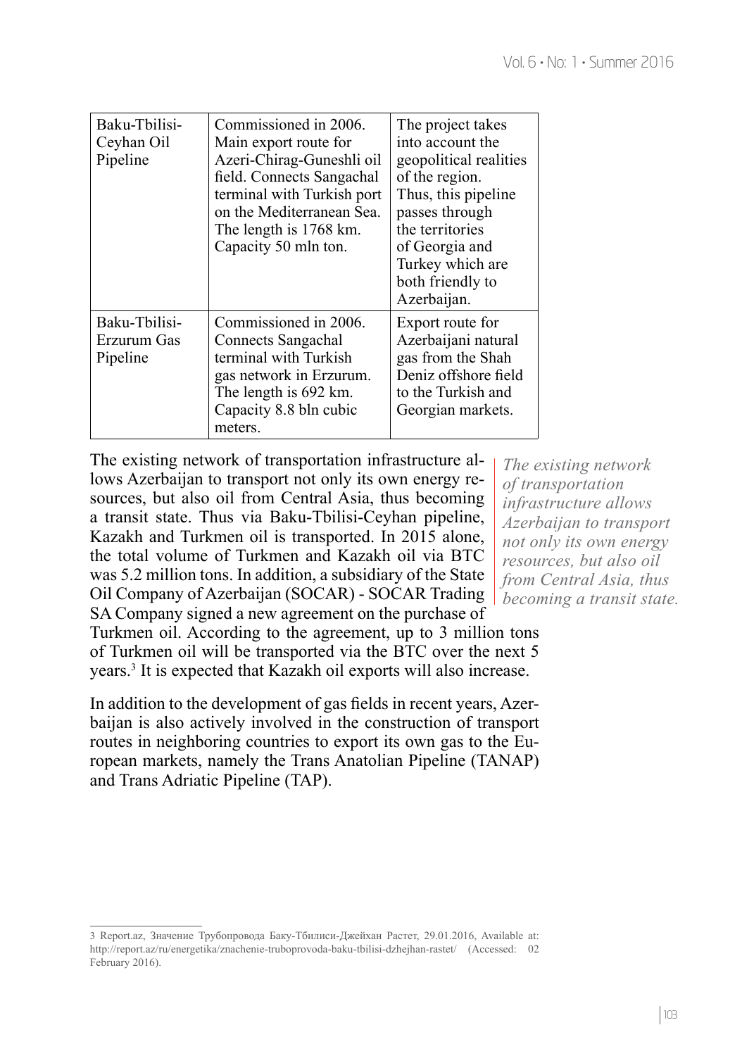| | | |
|---|---|---|
| Baku-Tbilisi-Ceyhan Oil Pipeline | Commissioned in 2006. Main export route for Azeri-Chirag-Guneshli oil field. Connects Sangachal terminal with Turkish port on the Mediterranean Sea. The length is 1768 km. Capacity 50 mln ton. | The project takes into account the geopolitical realities of the region. Thus, this pipeline passes through the territories of Georgia and Turkey which are both friendly to Azerbaijan. |
| Baku-Tbilisi-Erzurum Gas Pipeline | Commissioned in 2006. Connects Sangachal terminal with Turkish gas network in Erzurum. The length is 692 km. Capacity 8.8 bln cubic meters. | Export route for Azerbaijani natural gas from the Shah Deniz offshore field to the Turkish and Georgian markets. |

The existing network of transportation infrastructure allows Azerbaijan to transport not only its own energy resources, but also oil from Central Asia, thus becoming a transit state. Thus via Baku-Tbilisi-Ceyhan pipeline, Kazakh and Turkmen oil is transported. In 2015 alone, the total volume of Turkmen and Kazakh oil via BTC was 5.2 million tons. In addition, a subsidiary of the State Oil Company of Azerbaijan (SOCAR) - SOCAR Trading SA Company signed a new agreement on the purchase of Turkmen oil. According to the agreement, up to 3 million tons of Turkmen oil will be transported via the BTC over the next 5 years.[3] It is expected that Kazakh oil exports will also increase.

*The existing network of transportation infrastructure allows Azerbaijan to transport not only its own energy resources, but also oil from Central Asia, thus becoming a transit state.*

In addition to the development of gas fields in recent years, Azerbaijan is also actively involved in the construction of transport routes in neighboring countries to export its own gas to the European markets, namely the Trans Anatolian Pipeline (TANAP) and Trans Adriatic Pipeline (TAP).

---

3 Report.az, Значение Трубопровода Баку-Тбилиси-Джейхан Растет, 29.01.2016, Available at: http://report.az/ru/energetika/znachenie-truboprovoda-baku-tbilisi-dzhejhan-rastet/ (Accessed: 02 February 2016).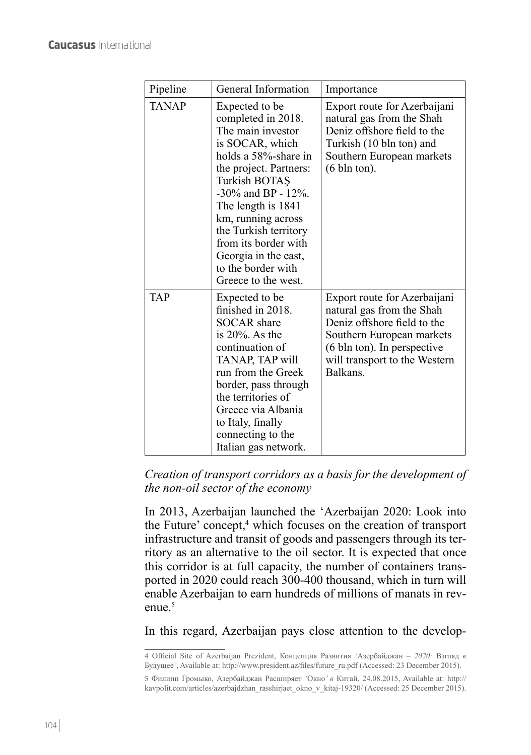| Pipeline | General Information | Importance |
| --- | --- | --- |
| TANAP | Expected to be completed in 2018. The main investor is SOCAR, which holds a 58%-share in the project. Partners: Turkish BOTAŞ -30% and BP - 12%. The length is 1841 km, running across the Turkish territory from its border with Georgia in the east, to the border with Greece to the west. | Export route for Azerbaijani natural gas from the Shah Deniz offshore field to the Turkish (10 bln ton) and Southern European markets (6 bln ton). |
| TAP | Expected to be finished in 2018. SOCAR share is 20%. As the continuation of TANAP, TAP will run from the Greek border, pass through the territories of Greece via Albania to Italy, finally connecting to the Italian gas network. | Export route for Azerbaijani natural gas from the Shah Deniz offshore field to the Southern European markets (6 bln ton). In perspective will transport to the Western Balkans. |

*Creation of transport corridors as a basis for the development of the non-oil sector of the economy*

In 2013, Azerbaijan launched the 'Azerbaijan 2020: Look into the Future' concept,[4] which focuses on the creation of transport infrastructure and transit of goods and passengers through its territory as an alternative to the oil sector. It is expected that once this corridor is at full capacity, the number of containers transported in 2020 could reach 300-400 thousand, which in turn will enable Azerbaijan to earn hundreds of millions of manats in revenue.[5]

In this regard, Azerbaijan pays close attention to the develop-

---

4 Official Site of Azerbaijan Prezident, Концепция Развития *'*Азербайджан – *2020:* Взгляд *в* Будущее*'*, Available at: http://www.president.az/files/future_ru.pdf (Accessed: 23 December 2015).

5 Филипп Громыко, Азербайджан Расширяет *'*Окно*' в* Китай, 24.08.2015, Available at: http://kavpolit.com/articles/azerbajdzhan_rasshirjaet_okno_v_kitaj-19320/ (Accessed: 25 December 2015).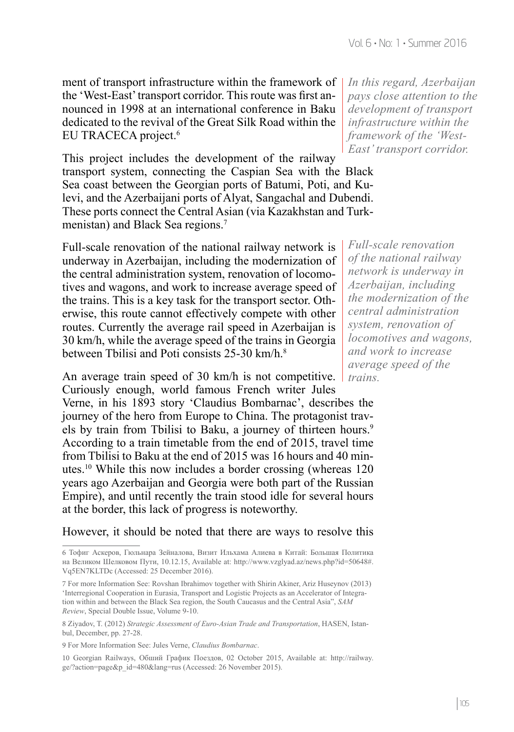ment of transport infrastructure within the framework of the 'West-East' transport corridor. This route was first announced in 1998 at an international conference in Baku dedicated to the revival of the Great Silk Road within the EU TRACECA project.[6]

*In this regard, Azerbaijan pays close attention to the development of transport infrastructure within the framework of the 'West-East' transport corridor.*

This project includes the development of the railway transport system, connecting the Caspian Sea with the Black Sea coast between the Georgian ports of Batumi, Poti, and Kulevi, and the Azerbaijani ports of Alyat, Sangachal and Dubendi. These ports connect the Central Asian (via Kazakhstan and Turkmenistan) and Black Sea regions.[7]

Full-scale renovation of the national railway network is underway in Azerbaijan, including the modernization of the central administration system, renovation of locomotives and wagons, and work to increase average speed of the trains. This is a key task for the transport sector. Otherwise, this route cannot effectively compete with other routes. Currently the average rail speed in Azerbaijan is 30 km/h, while the average speed of the trains in Georgia between Tbilisi and Poti consists 25-30 km/h.[8]

*Full-scale renovation of the national railway network is underway in Azerbaijan, including the modernization of the central administration system, renovation of locomotives and wagons, and work to increase average speed of the trains.*

An average train speed of 30 km/h is not competitive. Curiously enough, world famous French writer Jules Verne, in his 1893 story 'Claudius Bombarnac', describes the journey of the hero from Europe to China. The protagonist travels by train from Tbilisi to Baku, a journey of thirteen hours.[9] According to a train timetable from the end of 2015, travel time from Tbilisi to Baku at the end of 2015 was 16 hours and 40 minutes.[10] While this now includes a border crossing (whereas 120 years ago Azerbaijan and Georgia were both part of the Russian Empire), and until recently the train stood idle for several hours at the border, this lack of progress is noteworthy.

However, it should be noted that there are ways to resolve this

---

6 Тофиг Аскеров, Гюльнара Зейналова, Визит Ильхама Алиева в Китай: Большая Политика на Великом Шелковом Пути, 10.12.15, Available at: http://www.vzglyad.az/news.php?id=50648#.Vq5EN7KLTDc (Accessed: 25 December 2016).

7 For more Information See: Rovshan Ibrahimov together with Shirin Akiner, Ariz Huseynov (2013) 'Interregional Cooperation in Eurasia, Transport and Logistic Projects as an Accelerator of Integration within and between the Black Sea region, the South Caucasus and the Central Asia", *SAM Review*, Special Double Issue, Volume 9-10.

8 Ziyadov, T. (2012) *Strategic Assessment of Euro-Asian Trade and Transportation*, HASEN, Istanbul, December, pp. 27-28.

9 For More Information See: Jules Verne, *Claudius Bombarnac*.

10 Georgian Railways, Обший График Поездов, 02 October 2015, Available at: http://railway.ge/?action=page&p_id=480&lang=rus (Accessed: 26 November 2015).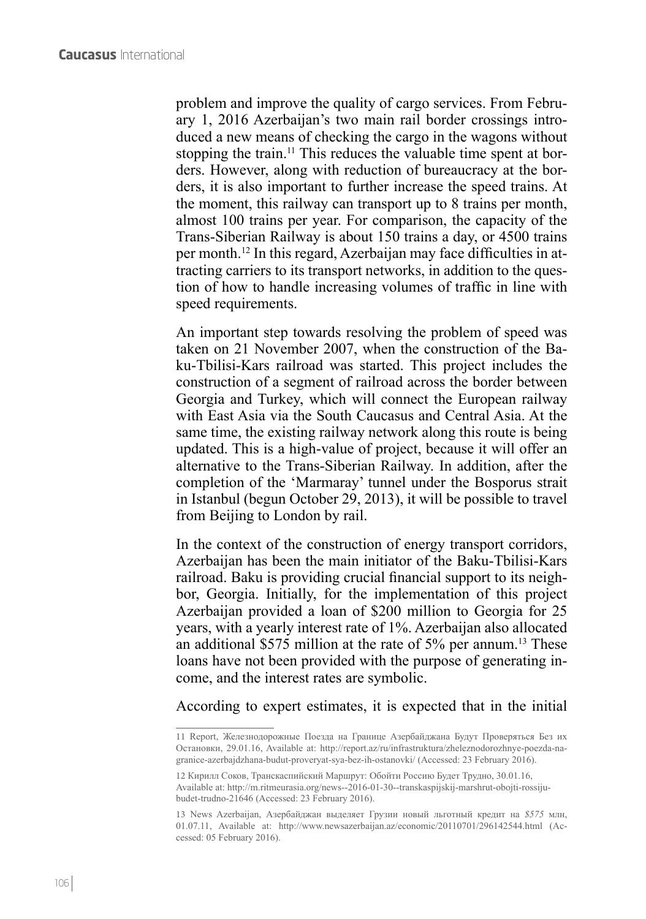problem and improve the quality of cargo services. From February 1, 2016 Azerbaijan's two main rail border crossings introduced a new means of checking the cargo in the wagons without stopping the train.[11] This reduces the valuable time spent at borders. However, along with reduction of bureaucracy at the borders, it is also important to further increase the speed trains. At the moment, this railway can transport up to 8 trains per month, almost 100 trains per year. For comparison, the capacity of the Trans-Siberian Railway is about 150 trains a day, or 4500 trains per month.[12] In this regard, Azerbaijan may face difficulties in attracting carriers to its transport networks, in addition to the question of how to handle increasing volumes of traffic in line with speed requirements.

An important step towards resolving the problem of speed was taken on 21 November 2007, when the construction of the Baku-Tbilisi-Kars railroad was started. This project includes the construction of a segment of railroad across the border between Georgia and Turkey, which will connect the European railway with East Asia via the South Caucasus and Central Asia. At the same time, the existing railway network along this route is being updated. This is a high-value of project, because it will offer an alternative to the Trans-Siberian Railway. In addition, after the completion of the 'Marmaray' tunnel under the Bosporus strait in Istanbul (begun October 29, 2013), it will be possible to travel from Beijing to London by rail.

In the context of the construction of energy transport corridors, Azerbaijan has been the main initiator of the Baku-Tbilisi-Kars railroad. Baku is providing crucial financial support to its neighbor, Georgia. Initially, for the implementation of this project Azerbaijan provided a loan of \$200 million to Georgia for 25 years, with a yearly interest rate of 1%. Azerbaijan also allocated an additional \$575 million at the rate of 5% per annum.[13] These loans have not been provided with the purpose of generating income, and the interest rates are symbolic.

According to expert estimates, it is expected that in the initial

---

11 Report, Железнодорожные Поезда на Границе Азербайджана Будут Проверяться Без их Остановки, 29.01.16, Available at: http://report.az/ru/infrastruktura/zheleznodorozhnye-poezda-na-granice-azerbajdzhana-budut-proveryat-sya-bez-ih-ostanovki/ (Accessed: 23 February 2016).

12 Кирилл Соков, Транскаспийский Маршрут: Обойти Россию Будет Трудно, 30.01.16, Available at: http://m.ritmeurasia.org/news--2016-01-30--transkaspijskij-marshrut-obojti-rossiju-budet-trudno-21646 (Accessed: 23 February 2016).

13 News Azerbaijan, Азербайджан выделяет Грузии новый льготный кредит на *\$575* млн, 01.07.11, Available at: http://www.newsazerbaijan.az/economic/20110701/296142544.html (Accessed: 05 February 2016).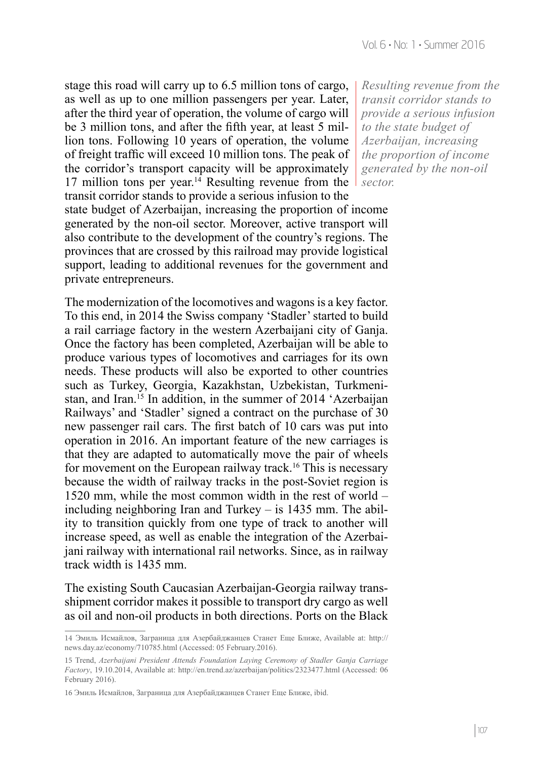stage this road will carry up to 6.5 million tons of cargo, as well as up to one million passengers per year. Later, after the third year of operation, the volume of cargo will be 3 million tons, and after the fifth year, at least 5 million tons. Following 10 years of operation, the volume of freight traffic will exceed 10 million tons. The peak of the corridor's transport capacity will be approximately 17 million tons per year.[14] Resulting revenue from the transit corridor stands to provide a serious infusion to the state budget of Azerbaijan, increasing the proportion of income generated by the non-oil sector. Moreover, active transport will also contribute to the development of the country's regions. The provinces that are crossed by this railroad may provide logistical support, leading to additional revenues for the government and private entrepreneurs.

*Resulting revenue from the transit corridor stands to provide a serious infusion to the state budget of Azerbaijan, increasing the proportion of income generated by the non-oil sector.*

The modernization of the locomotives and wagons is a key factor. To this end, in 2014 the Swiss company 'Stadler' started to build a rail carriage factory in the western Azerbaijani city of Ganja. Once the factory has been completed, Azerbaijan will be able to produce various types of locomotives and carriages for its own needs. These products will also be exported to other countries such as Turkey, Georgia, Kazakhstan, Uzbekistan, Turkmenistan, and Iran.[15] In addition, in the summer of 2014 'Azerbaijan Railways' and 'Stadler' signed a contract on the purchase of 30 new passenger rail cars. The first batch of 10 cars was put into operation in 2016. An important feature of the new carriages is that they are adapted to automatically move the pair of wheels for movement on the European railway track.[16] This is necessary because the width of railway tracks in the post-Soviet region is 1520 mm, while the most common width in the rest of world – including neighboring Iran and Turkey – is 1435 mm. The ability to transition quickly from one type of track to another will increase speed, as well as enable the integration of the Azerbaijani railway with international rail networks. Since, as in railway track width is 1435 mm.

The existing South Caucasian Azerbaijan-Georgia railway transshipment corridor makes it possible to transport dry cargo as well as oil and non-oil products in both directions. Ports on the Black

---

14 Эмиль Исмайлов, Заграница для Азербайджанцев Станет Еще Ближе, Available at: http://news.day.az/economy/710785.html (Accessed: 05 February.2016).

15 Trend, *Azerbaijani President Attends Foundation Laying Ceremony of Stadler Ganja Carriage Factory*, 19.10.2014, Available at: http://en.trend.az/azerbaijan/politics/2323477.html (Accessed: 06 February 2016).

16 Эмиль Исмайлов, Заграница для Азербайджанцев Станет Еще Ближе, ibid.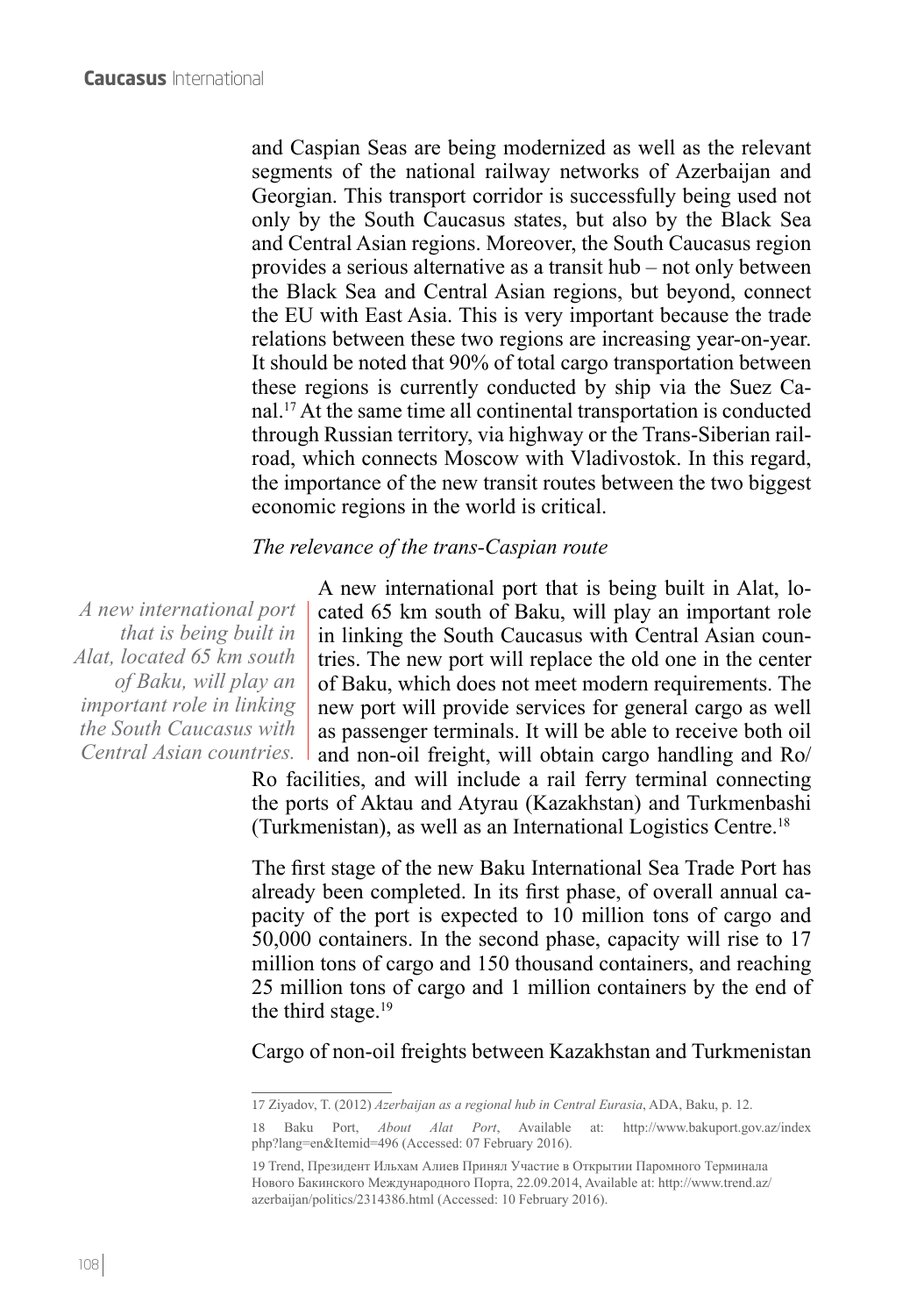and Caspian Seas are being modernized as well as the relevant segments of the national railway networks of Azerbaijan and Georgian. This transport corridor is successfully being used not only by the South Caucasus states, but also by the Black Sea and Central Asian regions. Moreover, the South Caucasus region provides a serious alternative as a transit hub – not only between the Black Sea and Central Asian regions, but beyond, connect the EU with East Asia. This is very important because the trade relations between these two regions are increasing year-on-year. It should be noted that 90% of total cargo transportation between these regions is currently conducted by ship via the Suez Canal.[17] At the same time all continental transportation is conducted through Russian territory, via highway or the Trans-Siberian railroad, which connects Moscow with Vladivostok. In this regard, the importance of the new transit routes between the two biggest economic regions in the world is critical.

*The relevance of the trans-Caspian route*

*A new international port that is being built in Alat, located 65 km south of Baku, will play an important role in linking the South Caucasus with Central Asian countries.*

A new international port that is being built in Alat, located 65 km south of Baku, will play an important role in linking the South Caucasus with Central Asian countries. The new port will replace the old one in the center of Baku, which does not meet modern requirements. The new port will provide services for general cargo as well as passenger terminals. It will be able to receive both oil and non-oil freight, will obtain cargo handling and Ro/Ro facilities, and will include a rail ferry terminal connecting the ports of Aktau and Atyrau (Kazakhstan) and Turkmenbashi (Turkmenistan), as well as an International Logistics Centre.[18]

The first stage of the new Baku International Sea Trade Port has already been completed. In its first phase, of overall annual capacity of the port is expected to 10 million tons of cargo and 50,000 containers. In the second phase, capacity will rise to 17 million tons of cargo and 150 thousand containers, and reaching 25 million tons of cargo and 1 million containers by the end of the third stage.[19]

Cargo of non-oil freights between Kazakhstan and Turkmenistan

---

17 Ziyadov, T. (2012) *Azerbaijan as a regional hub in Central Eurasia*, ADA, Baku, p. 12.

18 Baku Port, *About Alat Port*, Available at: http://www.bakuport.gov.az/index php?lang=en&Itemid=496 (Accessed: 07 February 2016).

19 Trend, Президент Ильхам Алиев Принял Участие в Открытии Паромного Терминала Нового Бакинского Международного Порта, 22.09.2014, Available at: http://www.trend.az/azerbaijan/politics/2314386.html (Accessed: 10 February 2016).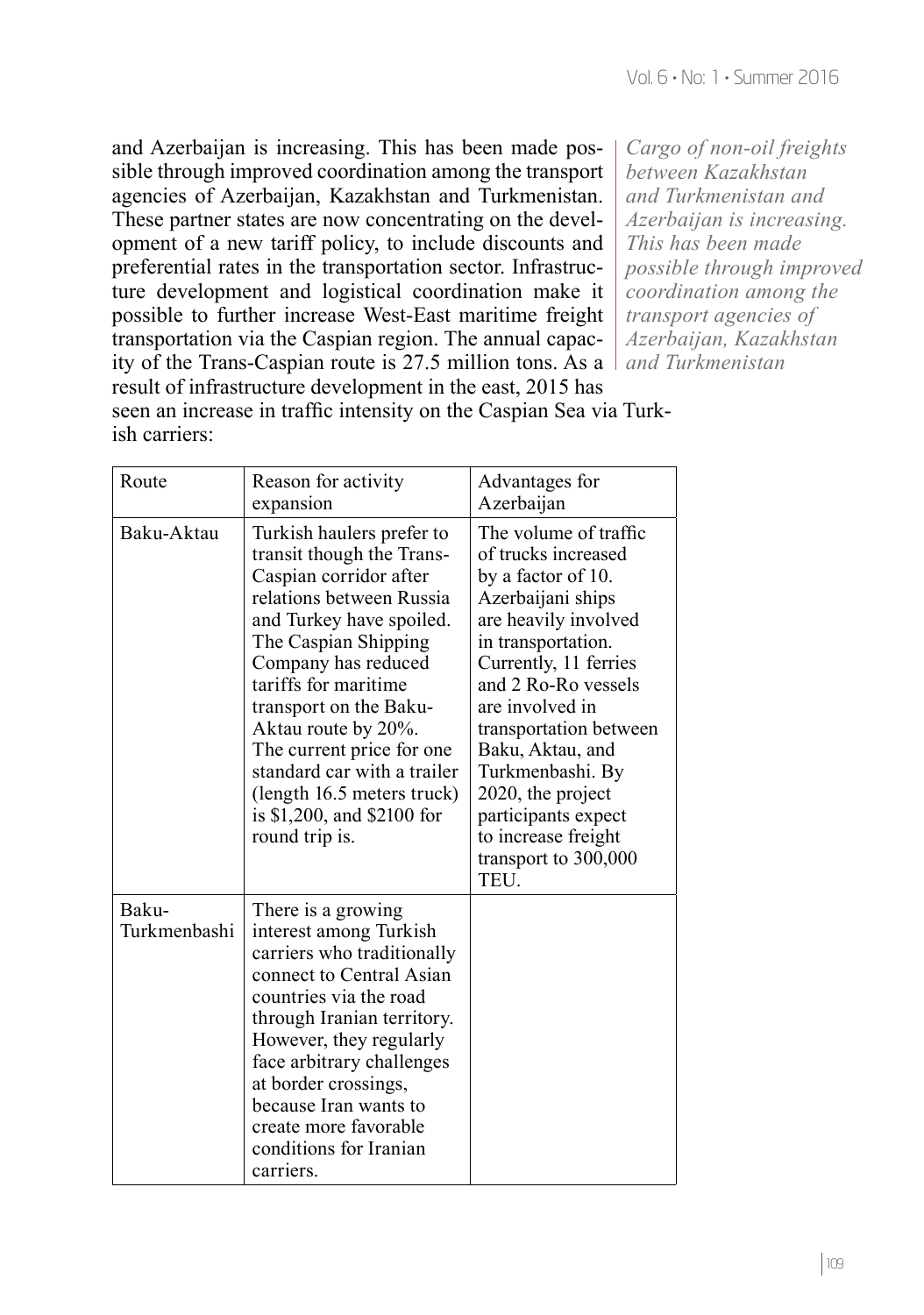and Azerbaijan is increasing. This has been made possible through improved coordination among the transport agencies of Azerbaijan, Kazakhstan and Turkmenistan. These partner states are now concentrating on the development of a new tariff policy, to include discounts and preferential rates in the transportation sector. Infrastructure development and logistical coordination make it possible to further increase West-East maritime freight transportation via the Caspian region. The annual capacity of the Trans-Caspian route is 27.5 million tons. As a result of infrastructure development in the east, 2015 has seen an increase in traffic intensity on the Caspian Sea via Turkish carriers:

*Cargo of non-oil freights between Kazakhstan and Turkmenistan and Azerbaijan is increasing. This has been made possible through improved coordination among the transport agencies of Azerbaijan, Kazakhstan and Turkmenistan*

| Route | Reason for activity expansion | Advantages for Azerbaijan |
|---|---|---|
| Baku-Aktau | Turkish haulers prefer to transit though the Trans-Caspian corridor after relations between Russia and Turkey have spoiled. The Caspian Shipping Company has reduced tariffs for maritime transport on the Baku-Aktau route by 20%. The current price for one standard car with a trailer (length 16.5 meters truck) is $1,200, and $2100 for round trip is. | The volume of traffic of trucks increased by a factor of 10. Azerbaijani ships are heavily involved in transportation. Currently, 11 ferries and 2 Ro-Ro vessels are involved in transportation between Baku, Aktau, and Turkmenbashi. By 2020, the project participants expect to increase freight transport to 300,000 TEU. |
| Baku-Turkmenbashi | There is a growing interest among Turkish carriers who traditionally connect to Central Asian countries via the road through Iranian territory. However, they regularly face arbitrary challenges at border crossings, because Iran wants to create more favorable conditions for Iranian carriers. | |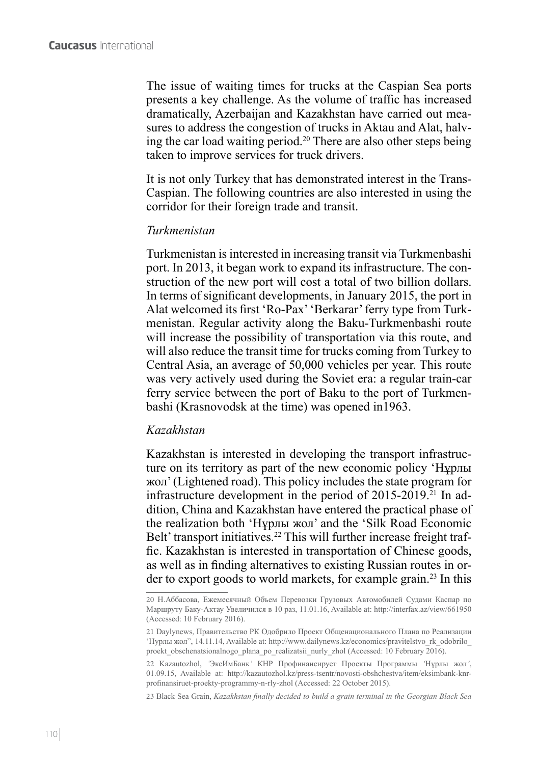The issue of waiting times for trucks at the Caspian Sea ports presents a key challenge. As the volume of traffic has increased dramatically, Azerbaijan and Kazakhstan have carried out measures to address the congestion of trucks in Aktau and Alat, halving the car load waiting period.[20] There are also other steps being taken to improve services for truck drivers.

It is not only Turkey that has demonstrated interest in the Trans-Caspian. The following countries are also interested in using the corridor for their foreign trade and transit.

*Turkmenistan*

Turkmenistan is interested in increasing transit via Turkmenbashi port. In 2013, it began work to expand its infrastructure. The construction of the new port will cost a total of two billion dollars. In terms of significant developments, in January 2015, the port in Alat welcomed its first 'Ro-Pax' 'Berkarar' ferry type from Turkmenistan. Regular activity along the Baku-Turkmenbashi route will increase the possibility of transportation via this route, and will also reduce the transit time for trucks coming from Turkey to Central Asia, an average of 50,000 vehicles per year. This route was very actively used during the Soviet era: a regular train-car ferry service between the port of Baku to the port of Turkmenbashi (Krasnovodsk at the time) was opened in1963.

*Kazakhstan*

Kazakhstan is interested in developing the transport infrastructure on its territory as part of the new economic policy 'Нұрлы жол' (Lightened road). This policy includes the state program for infrastructure development in the period of 2015-2019.[21] In addition, China and Kazakhstan have entered the practical phase of the realization both 'Нұрлы жол' and the 'Silk Road Economic Belt' transport initiatives.[22] This will further increase freight traffic. Kazakhstan is interested in transportation of Chinese goods, as well as in finding alternatives to existing Russian routes in order to export goods to world markets, for example grain.[23] In this

---

20 Н.Аббасова, Ежемесячный Объем Перевозки Грузовых Автомобилей Судами Каспар по Маршруту Баку-Актау Увеличился в 10 раз, 11.01.16, Available at: http://interfax.az/view/661950 (Accessed: 10 February 2016).

21 Daylynews, Правительство РК Одобрило Проект Общенационального Плана по Реализации 'Нурлы жол", 14.11.14, Available at: http://www.dailynews.kz/economics/pravitelstvo_rk_odobrilo_proekt_obschenatsionalnogo_plana_po_realizatsii_nurly_zhol (Accessed: 10 February 2016).

22 Kazautozhol, "ЭксИмБанк' КНР Профинансирует Проекты Программы 'Нұрлы жол', 01.09.15, Available at: http://kazautozhol.kz/press-tsentr/novosti-obshchestva/item/eksimbank-knr-profinansiruet-proekty-programmy-n-rly-zhol (Accessed: 22 October 2015).

23 Black Sea Grain, *Kazakhstan finally decided to build a grain terminal in the Georgian Black Sea*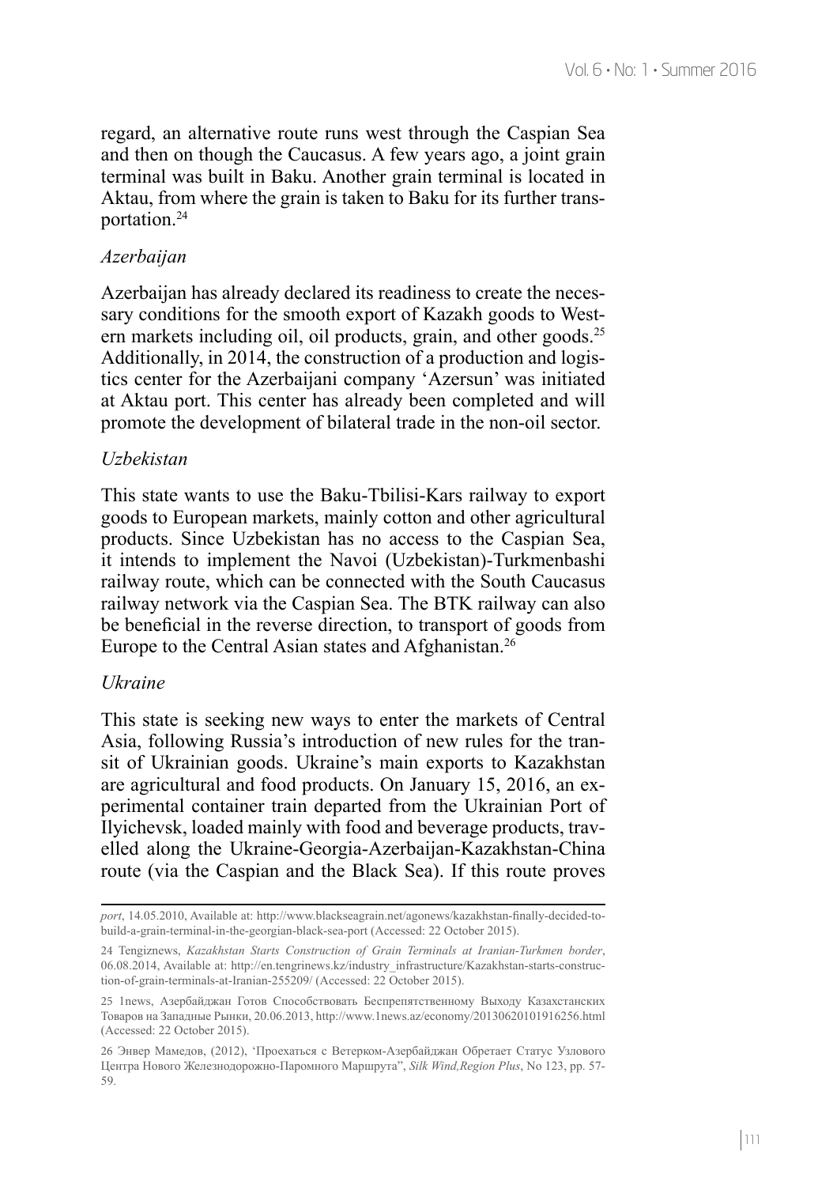regard, an alternative route runs west through the Caspian Sea and then on though the Caucasus. A few years ago, a joint grain terminal was built in Baku. Another grain terminal is located in Aktau, from where the grain is taken to Baku for its further transportation.[24]

*Azerbaijan*

Azerbaijan has already declared its readiness to create the necessary conditions for the smooth export of Kazakh goods to Western markets including oil, oil products, grain, and other goods.[25] Additionally, in 2014, the construction of a production and logistics center for the Azerbaijani company 'Azersun' was initiated at Aktau port. This center has already been completed and will promote the development of bilateral trade in the non-oil sector.

*Uzbekistan*

This state wants to use the Baku-Tbilisi-Kars railway to export goods to European markets, mainly cotton and other agricultural products. Since Uzbekistan has no access to the Caspian Sea, it intends to implement the Navoi (Uzbekistan)-Turkmenbashi railway route, which can be connected with the South Caucasus railway network via the Caspian Sea. The BTK railway can also be beneficial in the reverse direction, to transport of goods from Europe to the Central Asian states and Afghanistan.[26]

*Ukraine*

This state is seeking new ways to enter the markets of Central Asia, following Russia's introduction of new rules for the transit of Ukrainian goods. Ukraine's main exports to Kazakhstan are agricultural and food products. On January 15, 2016, an experimental container train departed from the Ukrainian Port of Ilyichevsk, loaded mainly with food and beverage products, travelled along the Ukraine-Georgia-Azerbaijan-Kazakhstan-China route (via the Caspian and the Black Sea). If this route proves

---

*port*, 14.05.2010, Available at: http://www.blackseagrain.net/agonews/kazakhstan-finally-decided-to-build-a-grain-terminal-in-the-georgian-black-sea-port (Accessed: 22 October 2015).

24 Tengiznews, *Kazakhstan Starts Construction of Grain Terminals at Iranian-Turkmen border*, 06.08.2014, Available at: http://en.tengrinews.kz/industry_infrastructure/Kazakhstan-starts-construction-of-grain-terminals-at-Iranian-255209/ (Accessed: 22 October 2015).

25 1news, Азербайджан Готов Способствовать Беспрепятственному Выходу Казахстанских Товаров на Западные Рынки, 20.06.2013, http://www.1news.az/economy/20130620101916256.html (Accessed: 22 October 2015).

26 Энвер Мамедов, (2012), 'Проехаться с Ветерком-Азербайджан Обретает Статус Узлового Центра Нового Железнодорожно-Паромного Маршрута", *Silk Wind,Region Plus*, No 123, pp. 57-59.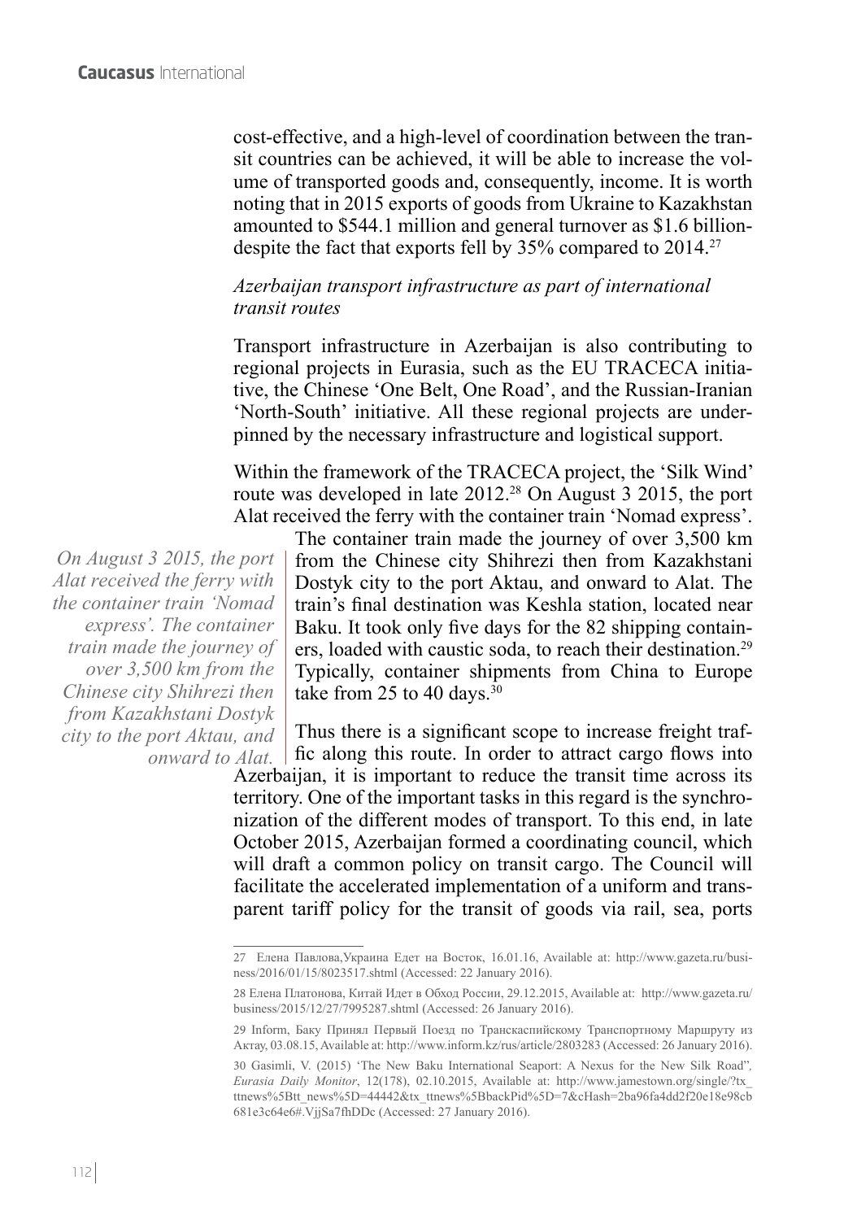cost-effective, and a high-level of coordination between the transit countries can be achieved, it will be able to increase the volume of transported goods and, consequently, income. It is worth noting that in 2015 exports of goods from Ukraine to Kazakhstan amounted to \$544.1 million and general turnover as \$1.6 billion-despite the fact that exports fell by 35% compared to 2014.[27]

### *Azerbaijan transport infrastructure as part of international transit routes*

Transport infrastructure in Azerbaijan is also contributing to regional projects in Eurasia, such as the EU TRACECA initiative, the Chinese 'One Belt, One Road', and the Russian-Iranian 'North-South' initiative. All these regional projects are underpinned by the necessary infrastructure and logistical support.

Within the framework of the TRACECA project, the 'Silk Wind' route was developed in late 2012.[28] On August 3 2015, the port Alat received the ferry with the container train 'Nomad express'. The container train made the journey of over 3,500 km from the Chinese city Shihrezi then from Kazakhstani Dostyk city to the port Aktau, and onward to Alat. The train's final destination was Keshla station, located near Baku. It took only five days for the 82 shipping containers, loaded with caustic soda, to reach their destination.[29] Typically, container shipments from China to Europe take from 25 to 40 days.[30]

*On August 3 2015, the port Alat received the ferry with the container train 'Nomad express'. The container train made the journey of over 3,500 km from the Chinese city Shihrezi then from Kazakhstani Dostyk city to the port Aktau, and onward to Alat.*

Thus there is a significant scope to increase freight traffic along this route. In order to attract cargo flows into Azerbaijan, it is important to reduce the transit time across its territory. One of the important tasks in this regard is the synchronization of the different modes of transport. To this end, in late October 2015, Azerbaijan formed a coordinating council, which will draft a common policy on transit cargo. The Council will facilitate the accelerated implementation of a uniform and transparent tariff policy for the transit of goods via rail, sea, ports

---

27 Елена Павлова,Украина Едет на Восток, 16.01.16, Available at: http://www.gazeta.ru/business/2016/01/15/8023517.shtml (Accessed: 22 January 2016).

28 Елена Платонова, Китай Идет в Обход России, 29.12.2015, Available at: http://www.gazeta.ru/business/2015/12/27/7995287.shtml (Accessed: 26 January 2016).

29 Inform, Баку Принял Первый Поезд по Транскаспийскому Транспортному Маршруту из Актау, 03.08.15, Available at: http://www.inform.kz/rus/article/2803283 (Accessed: 26 January 2016).

30 Gasimli, V. (2015) 'The New Baku International Seaport: A Nexus for the New Silk Road", *Eurasia Daily Monitor*, 12(178), 02.10.2015, Available at: http://www.jamestown.org/single/?tx_ttnews%5Btt_news%5D=44442&tx_ttnews%5BbackPid%5D=7&cHash=2ba96fa4dd2f20e18e98cb681e3c64e6#.VjjSa7fhDDc (Accessed: 27 January 2016).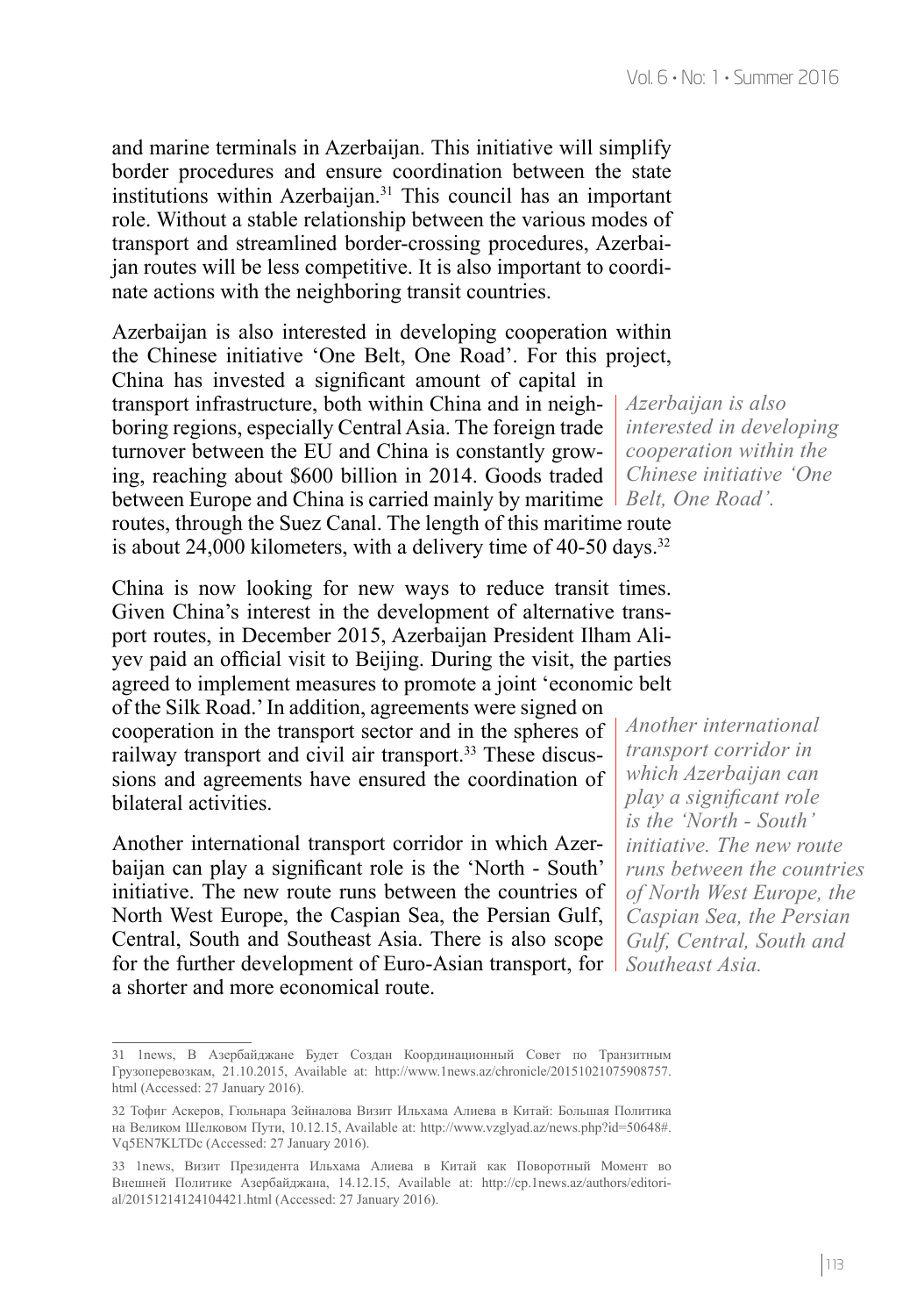and marine terminals in Azerbaijan. This initiative will simplify border procedures and ensure coordination between the state institutions within Azerbaijan.[31] This council has an important role. Without a stable relationship between the various modes of transport and streamlined border-crossing procedures, Azerbaijan routes will be less competitive. It is also important to coordinate actions with the neighboring transit countries.

Azerbaijan is also interested in developing cooperation within the Chinese initiative 'One Belt, One Road'. For this project, China has invested a significant amount of capital in transport infrastructure, both within China and in neighboring regions, especially Central Asia. The foreign trade turnover between the EU and China is constantly growing, reaching about $600 billion in 2014. Goods traded between Europe and China is carried mainly by maritime routes, through the Suez Canal. The length of this maritime route is about 24,000 kilometers, with a delivery time of 40-50 days.[32]

*Azerbaijan is also interested in developing cooperation within the Chinese initiative 'One Belt, One Road'.*

China is now looking for new ways to reduce transit times. Given China's interest in the development of alternative transport routes, in December 2015, Azerbaijan President Ilham Aliyev paid an official visit to Beijing. During the visit, the parties agreed to implement measures to promote a joint 'economic belt of the Silk Road.' In addition, agreements were signed on cooperation in the transport sector and in the spheres of railway transport and civil air transport.[33] These discussions and agreements have ensured the coordination of bilateral activities.

Another international transport corridor in which Azerbaijan can play a significant role is the 'North - South' initiative. The new route runs between the countries of North West Europe, the Caspian Sea, the Persian Gulf, Central, South and Southeast Asia. There is also scope for the further development of Euro-Asian transport, for a shorter and more economical route.

*Another international transport corridor in which Azerbaijan can play a significant role is the 'North - South' initiative. The new route runs between the countries of North West Europe, the Caspian Sea, the Persian Gulf, Central, South and Southeast Asia.*

---

31 1news, В Азербайджане Будет Создан Координационный Совет по Транзитным Грузоперевозкам, 21.10.2015, Available at: http://www.1news.az/chronicle/20151021075908757.html (Accessed: 27 January 2016).

32 Тофиг Аскеров, Гюльнара Зейналова Визит Ильхама Алиева в Китай: Большая Политика на Великом Шелковом Пути, 10.12.15, Available at: http://www.vzglyad.az/news.php?id=50648#.Vq5EN7KLTDc (Accessed: 27 January 2016).

33 1news, Визит Президента Ильхама Алиева в Китай как Поворотный Момент во Внешней Политике Азербайджана, 14.12.15, Available at: http://cp.1news.az/authors/editorial/20151214124104421.html (Accessed: 27 January 2016).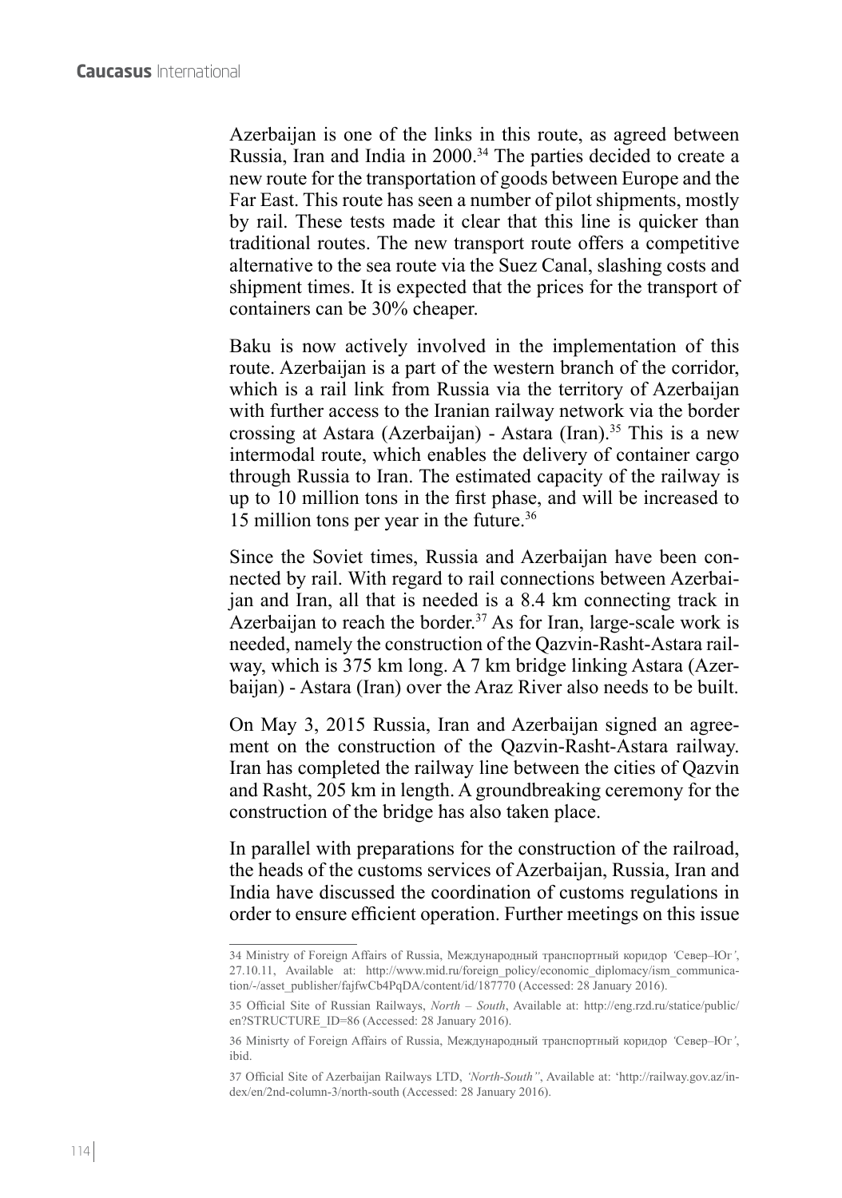Azerbaijan is one of the links in this route, as agreed between Russia, Iran and India in 2000.[34] The parties decided to create a new route for the transportation of goods between Europe and the Far East. This route has seen a number of pilot shipments, mostly by rail. These tests made it clear that this line is quicker than traditional routes. The new transport route offers a competitive alternative to the sea route via the Suez Canal, slashing costs and shipment times. It is expected that the prices for the transport of containers can be 30% cheaper.

Baku is now actively involved in the implementation of this route. Azerbaijan is a part of the western branch of the corridor, which is a rail link from Russia via the territory of Azerbaijan with further access to the Iranian railway network via the border crossing at Astara (Azerbaijan) - Astara (Iran).[35] This is a new intermodal route, which enables the delivery of container cargo through Russia to Iran. The estimated capacity of the railway is up to 10 million tons in the first phase, and will be increased to 15 million tons per year in the future.[36]

Since the Soviet times, Russia and Azerbaijan have been connected by rail. With regard to rail connections between Azerbaijan and Iran, all that is needed is a 8.4 km connecting track in Azerbaijan to reach the border.[37] As for Iran, large-scale work is needed, namely the construction of the Qazvin-Rasht-Astara railway, which is 375 km long. A 7 km bridge linking Astara (Azerbaijan) - Astara (Iran) over the Araz River also needs to be built.

On May 3, 2015 Russia, Iran and Azerbaijan signed an agreement on the construction of the Qazvin-Rasht-Astara railway. Iran has completed the railway line between the cities of Qazvin and Rasht, 205 km in length. A groundbreaking ceremony for the construction of the bridge has also taken place.

In parallel with preparations for the construction of the railroad, the heads of the customs services of Azerbaijan, Russia, Iran and India have discussed the coordination of customs regulations in order to ensure efficient operation. Further meetings on this issue

---

34 Ministry of Foreign Affairs of Russia, Международный транспортный коридор *'Север–Юг'*, 27.10.11, Available at: http://www.mid.ru/foreign_policy/economic_diplomacy/ism_communication/-/asset_publisher/fajfwCb4PqDA/content/id/187770 (Accessed: 28 January 2016).

35 Official Site of Russian Railways, *North – South*, Available at: http://eng.rzd.ru/statice/public/en?STRUCTURE_ID=86 (Accessed: 28 January 2016).

36 Minisrty of Foreign Affairs of Russia, Международный транспортный коридор *'Север–Юг'*, ibid.

37 Official Site of Azerbaijan Railways LTD, *'North-South"*, Available at: 'http://railway.gov.az/index/en/2nd-column-3/north-south (Accessed: 28 January 2016).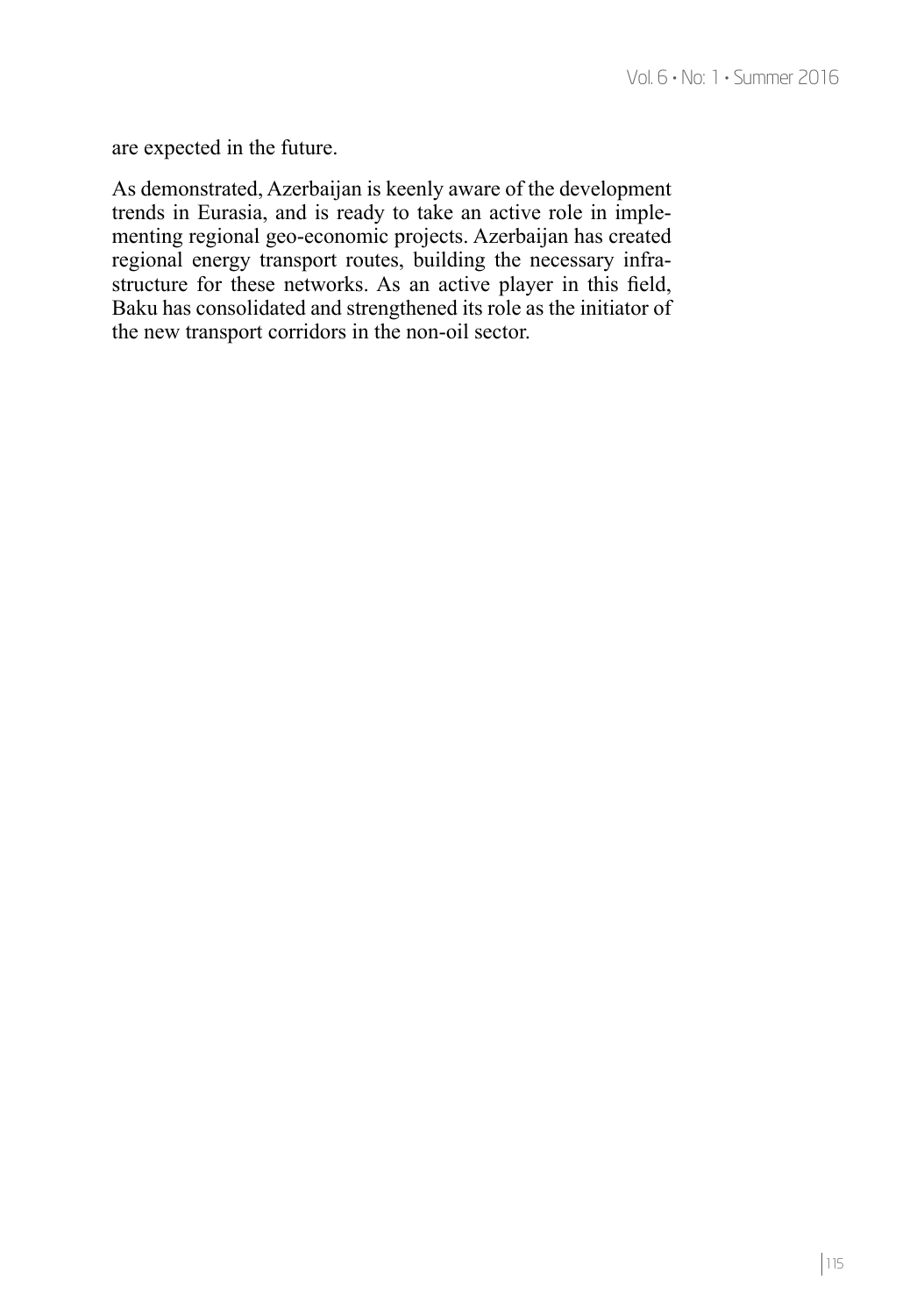are expected in the future.

As demonstrated, Azerbaijan is keenly aware of the development trends in Eurasia, and is ready to take an active role in implementing regional geo-economic projects. Azerbaijan has created regional energy transport routes, building the necessary infrastructure for these networks. As an active player in this field, Baku has consolidated and strengthened its role as the initiator of the new transport corridors in the non-oil sector.